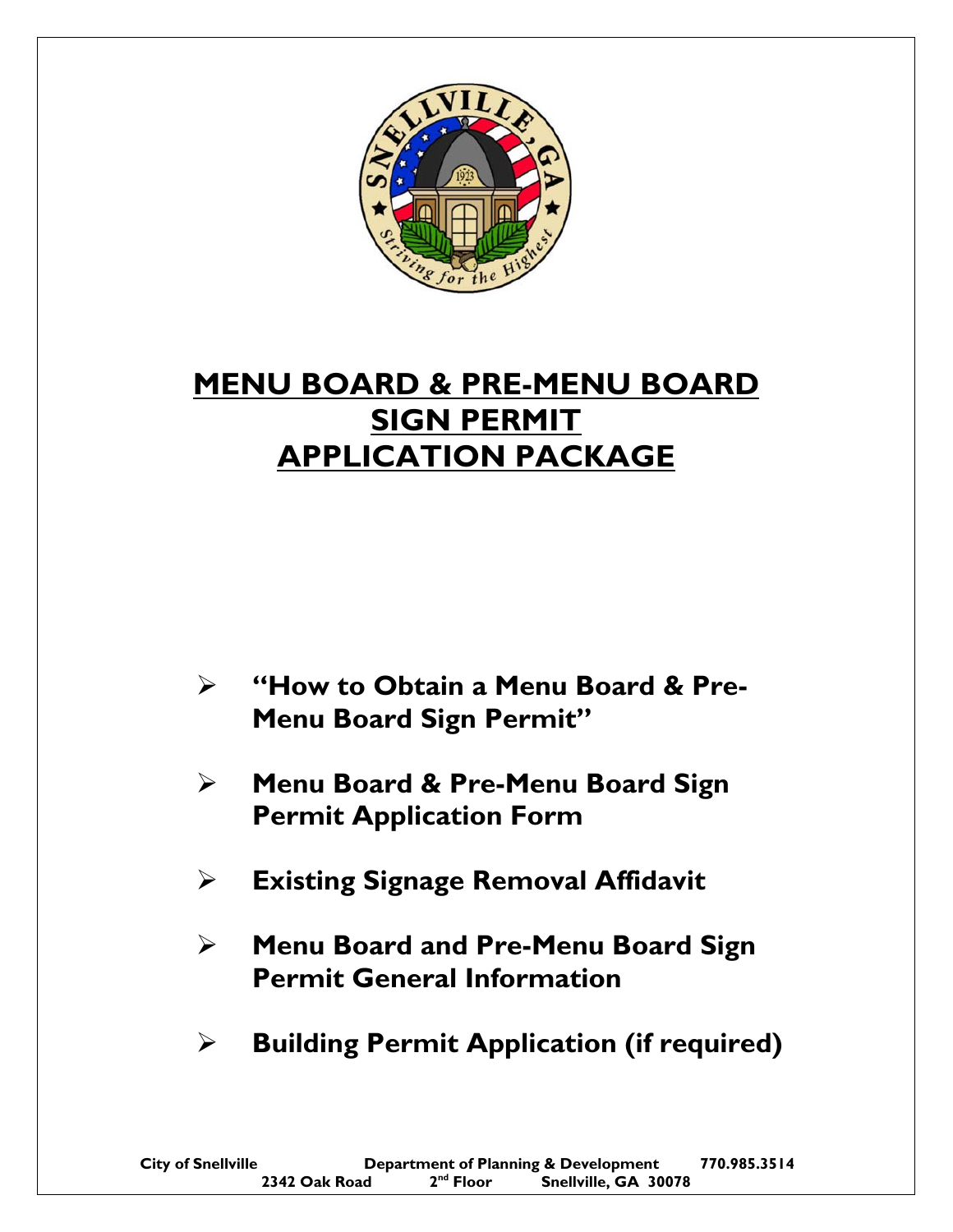# MENU BOARD & PRE-MENU BOARD SIGN PERMIT APPLICATION PACKAGE

- **"How to Obtain a Menu Board & Pre-Menu Board Sign Permit"**
- **Menu Board & Pre-Menu Board Sign Permit Application Form**
- **Existing Signage Removal Affidavit**
- **Menu Board and Pre-Menu Board Sign Permit General Information**
- **Building Permit Application (if required)**

**City of Snellville** **Department of Planning & Development** **770.985.3514**
**2342 Oak Road** **2nd Floor** **Snellville, GA 30078**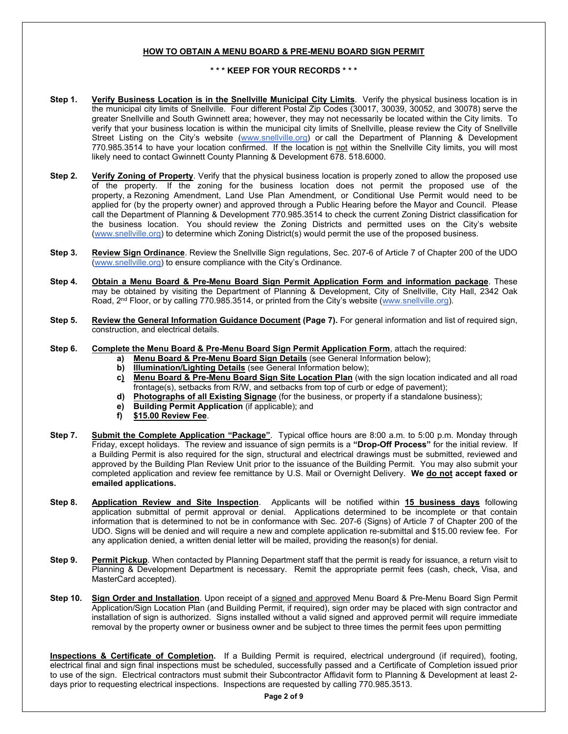## HOW TO OBTAIN A MENU BOARD & PRE-MENU BOARD SIGN PERMIT

**\* \* \* KEEP FOR YOUR RECORDS \* \* \***

**Step 1.** **Verify Business Location is in the Snellville Municipal City Limits**. Verify the physical business location is in the municipal city limits of Snellville. Four different Postal Zip Codes (30017, 30039, 30052, and 30078) serve the greater Snellville and South Gwinnett area; however, they may not necessarily be located within the City limits. To verify that your business location is within the municipal city limits of Snellville, please review the City of Snellville Street Listing on the City's website (www.snellville.org) or call the Department of Planning & Development 770.985.3514 to have your location confirmed. If the location is not within the Snellville City limits, you will most likely need to contact Gwinnett County Planning & Development 678. 518.6000.

**Step 2.** **Verify Zoning of Property**. Verify that the physical business location is properly zoned to allow the proposed use of the property. If the zoning for the business location does not permit the proposed use of the property, a Rezoning Amendment, Land Use Plan Amendment, or Conditional Use Permit would need to be applied for (by the property owner) and approved through a Public Hearing before the Mayor and Council. Please call the Department of Planning & Development 770.985.3514 to check the current Zoning District classification for the business location. You should review the Zoning Districts and permitted uses on the City's website (www.snellville.org) to determine which Zoning District(s) would permit the use of the proposed business.

**Step 3.** **Review Sign Ordinance**. Review the Snellville Sign regulations, Sec. 207-6 of Article 7 of Chapter 200 of the UDO (www.snellville.org) to ensure compliance with the City's Ordinance.

**Step 4.** **Obtain a Menu Board & Pre-Menu Board Sign Permit Application Form and information package**. These may be obtained by visiting the Department of Planning & Development, City of Snellville, City Hall, 2342 Oak Road, 2nd Floor, or by calling 770.985.3514, or printed from the City's website (www.snellville.org).

**Step 5.** **Review the General Information Guidance Document (Page 7).** For general information and list of required sign, construction, and electrical details.

**Step 6.** **Complete the Menu Board & Pre-Menu Board Sign Permit Application Form**, attach the required:

- **a)** **Menu Board & Pre-Menu Board Sign Details** (see General Information below);
- **b)** **Illumination/Lighting Details** (see General Information below);
- **c)** **Menu Board & Pre-Menu Board Sign Site Location Plan** (with the sign location indicated and all road frontage(s), setbacks from R/W, and setbacks from top of curb or edge of pavement);
- **d)** **Photographs of all Existing Signage** (for the business, or property if a standalone business);
- **e)** **Building Permit Application** (if applicable); and
- **f)** **$15.00 Review Fee**.

**Step 7.** **Submit the Complete Application "Package"**. Typical office hours are 8:00 a.m. to 5:00 p.m. Monday through Friday, except holidays. The review and issuance of sign permits is a **"Drop-Off Process"** for the initial review. If a Building Permit is also required for the sign, structural and electrical drawings must be submitted, reviewed and approved by the Building Plan Review Unit prior to the issuance of the Building Permit. You may also submit your completed application and review fee remittance by U.S. Mail or Overnight Delivery. **We do not accept faxed or emailed applications.**

**Step 8.** **Application Review and Site Inspection**. Applicants will be notified within **15 business days** following application submittal of permit approval or denial. Applications determined to be incomplete or that contain information that is determined to not be in conformance with Sec. 207-6 (Signs) of Article 7 of Chapter 200 of the UDO. Signs will be denied and will require a new and complete application re-submittal and $15.00 review fee. For any application denied, a written denial letter will be mailed, providing the reason(s) for denial.

**Step 9.** **Permit Pickup**. When contacted by Planning Department staff that the permit is ready for issuance, a return visit to Planning & Development Department is necessary. Remit the appropriate permit fees (cash, check, Visa, and MasterCard accepted).

**Step 10.** **Sign Order and Installation**. Upon receipt of a signed and approved Menu Board & Pre-Menu Board Sign Permit Application/Sign Location Plan (and Building Permit, if required), sign order may be placed with sign contractor and installation of sign is authorized. Signs installed without a valid signed and approved permit will require immediate removal by the property owner or business owner and be subject to three times the permit fees upon permitting

**Inspections & Certificate of Completion.** If a Building Permit is required, electrical underground (if required), footing, electrical final and sign final inspections must be scheduled, successfully passed and a Certificate of Completion issued prior to use of the sign. Electrical contractors must submit their Subcontractor Affidavit form to Planning & Development at least 2-days prior to requesting electrical inspections. Inspections are requested by calling 770.985.3513.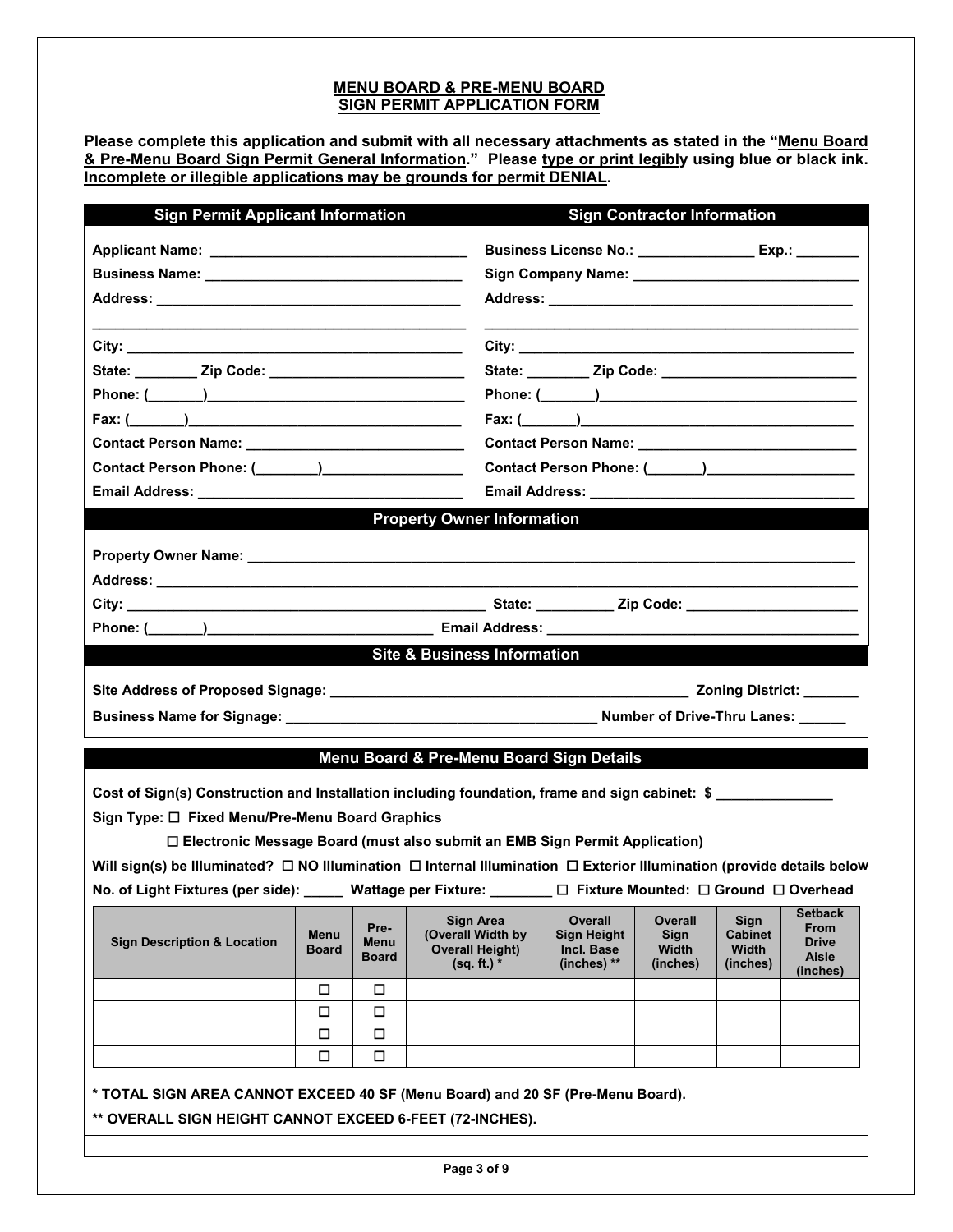# MENU BOARD & PRE-MENU BOARD SIGN PERMIT APPLICATION FORM

**Please complete this application and submit with all necessary attachments as stated in the "Menu Board & Pre-Menu Board Sign Permit General Information." Please type or print legibly using blue or black ink. Incomplete or illegible applications may be grounds for permit DENIAL.**

## Sign Permit Applicant Information

**Applicant Name:** ______________________________

**Business Name:** ______________________________

**Address:** ______________________________

______________________________

**City:** ______________________________

**State:** ________ **Zip Code:** ______________________

**Phone:** (_______)______________________________

**Fax:** (_______)______________________________

**Contact Person Name:** ______________________________

**Contact Person Phone:** (________)__________________

**Email Address:** ______________________________

## Sign Contractor Information

**Business License No.:** _______________ **Exp.:** ________

**Sign Company Name:** ______________________________

**Address:** ______________________________

______________________________

**City:** ______________________________

**State:** ________ **Zip Code:** ______________________

**Phone:** (_______)______________________________

**Fax:** (_______)______________________________

**Contact Person Name:** ______________________________

**Contact Person Phone:** (_______)__________________

**Email Address:** ______________________________

## Property Owner Information

**Property Owner Name:** ______________________________

**Address:** ______________________________

**City:** ______________________________ **State:** __________ **Zip Code:** ______________________

**Phone:** (_______)______________________________ **Email Address:** ______________________________

## Site & Business Information

**Site Address of Proposed Signage:** ______________________________ **Zoning District:** _______

**Business Name for Signage:** ______________________________ **Number of Drive-Thru Lanes:** ______

## Menu Board & Pre-Menu Board Sign Details

**Cost of Sign(s) Construction and Installation including foundation, frame and sign cabinet: $** _______________

**Sign Type:** ☐ **Fixed Menu/Pre-Menu Board Graphics**

☐ **Electronic Message Board (must also submit an EMB Sign Permit Application)**

**Will sign(s) be Illuminated?** ☐ **NO Illumination** ☐ **Internal Illumination** ☐ **Exterior Illumination (provide details below**

**No. of Light Fixtures (per side):** _____ **Wattage per Fixture:** ________ ☐ **Fixture Mounted:** ☐ **Ground** ☐ **Overhead**

| Sign Description & Location | Menu Board | Pre-Menu Board | Sign Area (Overall Width by Overall Height) (sq. ft.) * | Overall Sign Height Incl. Base (inches) ** | Overall Sign Width (inches) | Sign Cabinet Width (inches) | Setback From Drive Aisle (inches) |
|---|---|---|---|---|---|---|---|
| | ☐ | ☐ | | | | | |
| | ☐ | ☐ | | | | | |
| | ☐ | ☐ | | | | | |
| | ☐ | ☐ | | | | | |

**\* TOTAL SIGN AREA CANNOT EXCEED 40 SF (Menu Board) and 20 SF (Pre-Menu Board).**

**\*\* OVERALL SIGN HEIGHT CANNOT EXCEED 6-FEET (72-INCHES).**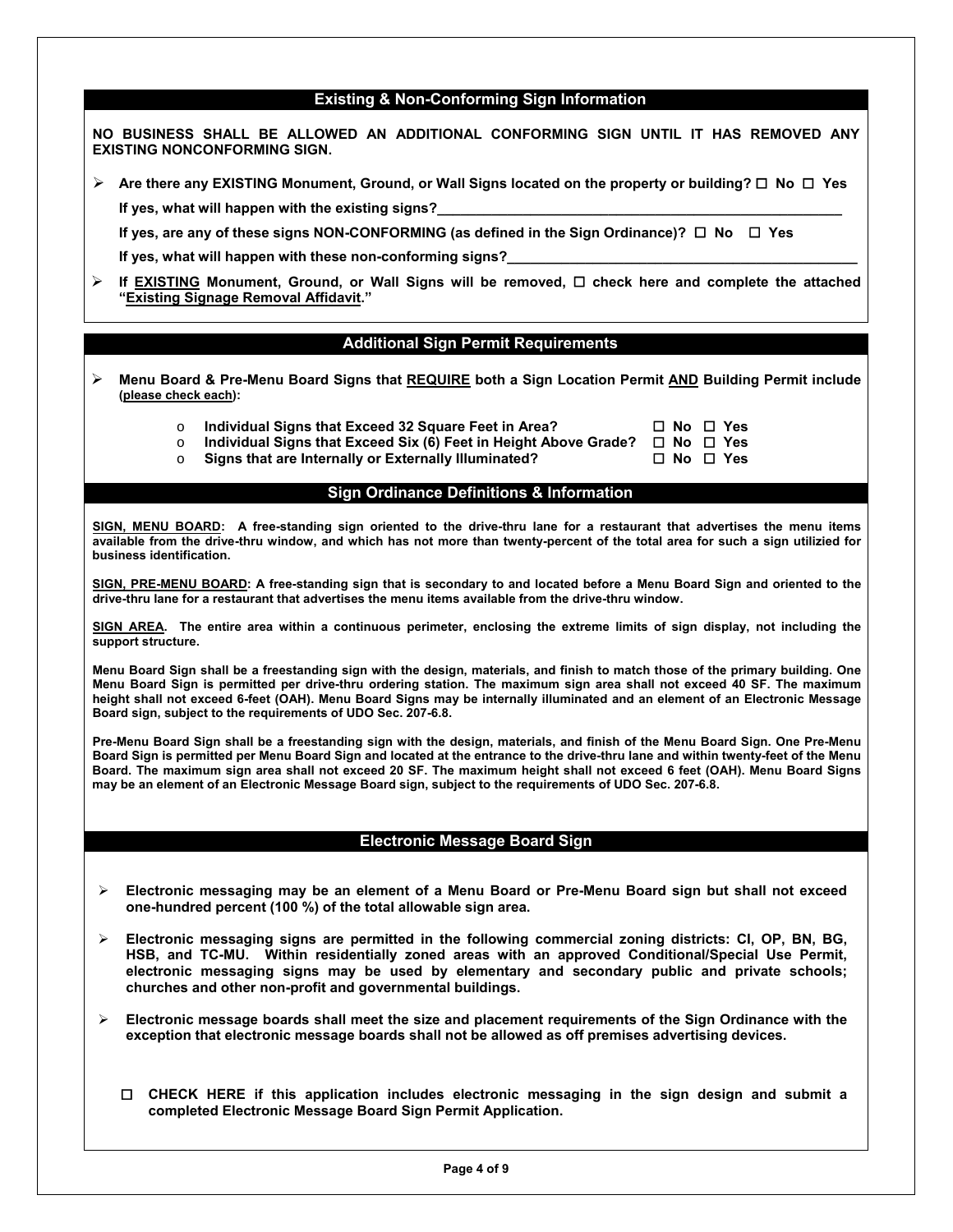## Existing & Non-Conforming Sign Information

**NO BUSINESS SHALL BE ALLOWED AN ADDITIONAL CONFORMING SIGN UNTIL IT HAS REMOVED ANY EXISTING NONCONFORMING SIGN.**

- **Are there any EXISTING Monument, Ground, or Wall Signs located on the property or building? ☐ No ☐ Yes**

  **If yes, what will happen with the existing signs?\_\_\_\_\_\_\_\_\_\_\_\_\_\_\_\_\_\_\_\_\_\_\_\_\_\_\_\_\_\_\_\_\_\_\_\_\_\_\_\_\_\_\_\_\_\_\_\_\_\_**

  **If yes, are any of these signs NON-CONFORMING (as defined in the Sign Ordinance)? ☐ No ☐ Yes**

  **If yes, what will happen with these non-conforming signs?\_\_\_\_\_\_\_\_\_\_\_\_\_\_\_\_\_\_\_\_\_\_\_\_\_\_\_\_\_\_\_\_\_\_\_\_\_\_\_\_\_\_\_\_\_\_**

- **If <u>EXISTING</u> Monument, Ground, or Wall Signs will be removed, ☐ check here and complete the attached "<u>Existing Signage Removal Affidavit</u>."**

## Additional Sign Permit Requirements

- **Menu Board & Pre-Menu Board Signs that <u>REQUIRE</u> both a Sign Location Permit <u>AND</u> Building Permit include (<u>please check each</u>):**
  - **Individual Signs that Exceed 32 Square Feet in Area? ☐ No ☐ Yes**
  - **Individual Signs that Exceed Six (6) Feet in Height Above Grade? ☐ No ☐ Yes**
  - **Signs that are Internally or Externally Illuminated? ☐ No ☐ Yes**

## Sign Ordinance Definitions & Information

**<u>SIGN, MENU BOARD</u>: A free-standing sign oriented to the drive-thru lane for a restaurant that advertises the menu items available from the drive-thru window, and which has not more than twenty-percent of the total area for such a sign utilizied for business identification.**

**<u>SIGN, PRE-MENU BOARD</u>: A free-standing sign that is secondary to and located before a Menu Board Sign and oriented to the drive-thru lane for a restaurant that advertises the menu items available from the drive-thru window.**

**<u>SIGN AREA</u>. The entire area within a continuous perimeter, enclosing the extreme limits of sign display, not including the support structure.**

**Menu Board Sign shall be a freestanding sign with the design, materials, and finish to match those of the primary building. One Menu Board Sign is permitted per drive-thru ordering station. The maximum sign area shall not exceed 40 SF. The maximum height shall not exceed 6-feet (OAH). Menu Board Signs may be internally illuminated and an element of an Electronic Message Board sign, subject to the requirements of UDO Sec. 207-6.8.**

**Pre-Menu Board Sign shall be a freestanding sign with the design, materials, and finish of the Menu Board Sign. One Pre-Menu Board Sign is permitted per Menu Board Sign and located at the entrance to the drive-thru lane and within twenty-feet of the Menu Board. The maximum sign area shall not exceed 20 SF. The maximum height shall not exceed 6 feet (OAH). Menu Board Signs may be an element of an Electronic Message Board sign, subject to the requirements of UDO Sec. 207-6.8.**

## Electronic Message Board Sign

- **Electronic messaging may be an element of a Menu Board or Pre-Menu Board sign but shall not exceed one-hundred percent (100 %) of the total allowable sign area.**
- **Electronic messaging signs are permitted in the following commercial zoning districts: CI, OP, BN, BG, HSB, and TC-MU. Within residentially zoned areas with an approved Conditional/Special Use Permit, electronic messaging signs may be used by elementary and secondary public and private schools; churches and other non-profit and governmental buildings.**
- **Electronic message boards shall meet the size and placement requirements of the Sign Ordinance with the exception that electronic message boards shall not be allowed as off premises advertising devices.**

☐ **CHECK HERE if this application includes electronic messaging in the sign design and submit a completed Electronic Message Board Sign Permit Application.**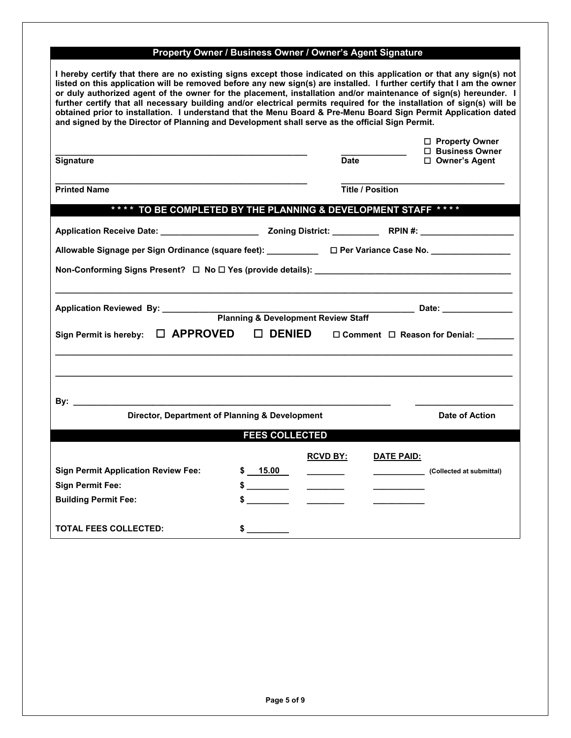## Property Owner / Business Owner / Owner's Agent Signature

**I hereby certify that there are no existing signs except those indicated on this application or that any sign(s) not listed on this application will be removed before any new sign(s) are installed. I further certify that I am the owner or duly authorized agent of the owner for the placement, installation and/or maintenance of sign(s) hereunder. I further certify that all necessary building and/or electrical permits required for the installation of sign(s) will be obtained prior to installation. I understand that the Menu Board & Pre-Menu Board Sign Permit Application dated and signed by the Director of Planning and Development shall serve as the official Sign Permit.**

______________________________________________ **Signature**

____________ **Date**

☐ **Property Owner**
☐ **Business Owner**
☐ **Owner's Agent**

______________________________________________ **Printed Name**

______________________________ **Title / Position**

## \*\*\*\* TO BE COMPLETED BY THE PLANNING & DEVELOPMENT STAFF \*\*\*\*

**Application Receive Date:** ____________________ **Zoning District:** __________ **RPIN #:** ____________________

**Allowable Signage per Sign Ordinance (square feet):** ___________ ☐ **Per Variance Case No.** ________________

**Non-Conforming Signs Present?** ☐ **No** ☐ **Yes (provide details):** ________________________________________

_____________________________________________________________________________________________

**Application Reviewed By:** ______________________________________________ **Date:** ______________
**Planning & Development Review Staff**

**Sign Permit is hereby:** ☐ **APPROVED** ☐ **DENIED** ☐ **Comment** ☐ **Reason for Denial:** ________

_____________________________________________________________________________________________

_____________________________________________________________________________________________

**By:** ______________________________________________________________ ____________________
**Director, Department of Planning & Development** **Date of Action**

## FEES COLLECTED

| | | **RCVD BY:** | **DATE PAID:** | |
|---|---|---|---|---|
| **Sign Permit Application Review Fee:** | $ 15.00 | ________ | ___________ | (Collected at submittal) |
| **Sign Permit Fee:** | $ _________ | ________ | ___________ | |
| **Building Permit Fee:** | $ _________ | ________ | ___________ | |
| **TOTAL FEES COLLECTED:** | $ _________ | | | |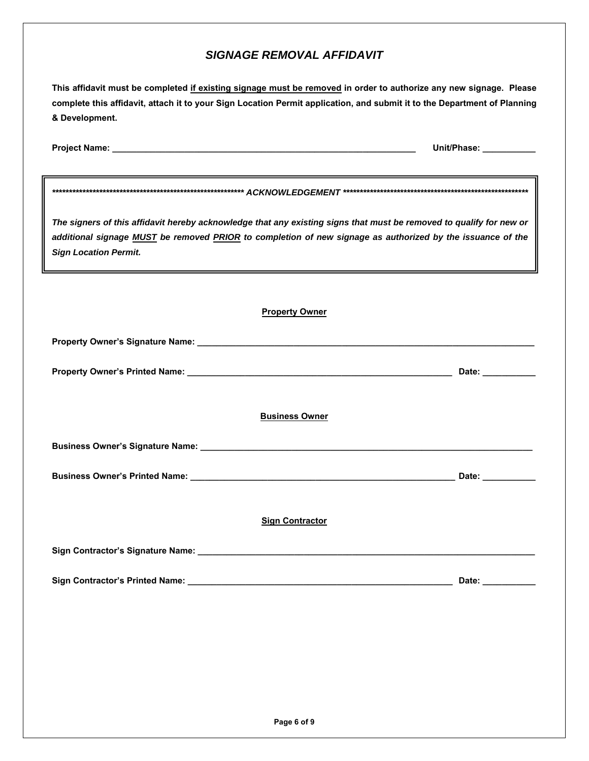# *SIGNAGE REMOVAL AFFIDAVIT*

**This affidavit must be completed <u>if existing signage must be removed</u> in order to authorize any new signage. Please complete this affidavit, attach it to your Sign Location Permit application, and submit it to the Department of Planning & Development.**

**Project Name:** ________________________________________________ **Unit/Phase:** ___________

***************************************************************** ***ACKNOWLEDGEMENT*** *****************************************************************

***The signers of this affidavit hereby acknowledge that any existing signs that must be removed to qualify for new or additional signage <u>MUST</u> be removed <u>PRIOR</u> to completion of new signage as authorized by the issuance of the Sign Location Permit.***

**<u>Property Owner</u>**

**Property Owner's Signature Name:** ________________________________________________

**Property Owner's Printed Name:** ________________________________________ **Date:** ___________

**<u>Business Owner</u>**

**Business Owner's Signature Name:** ________________________________________________

**Business Owner's Printed Name:** ________________________________________ **Date:** ___________

**<u>Sign Contractor</u>**

**Sign Contractor's Signature Name:** ________________________________________________

**Sign Contractor's Printed Name:** ________________________________________ **Date:** ___________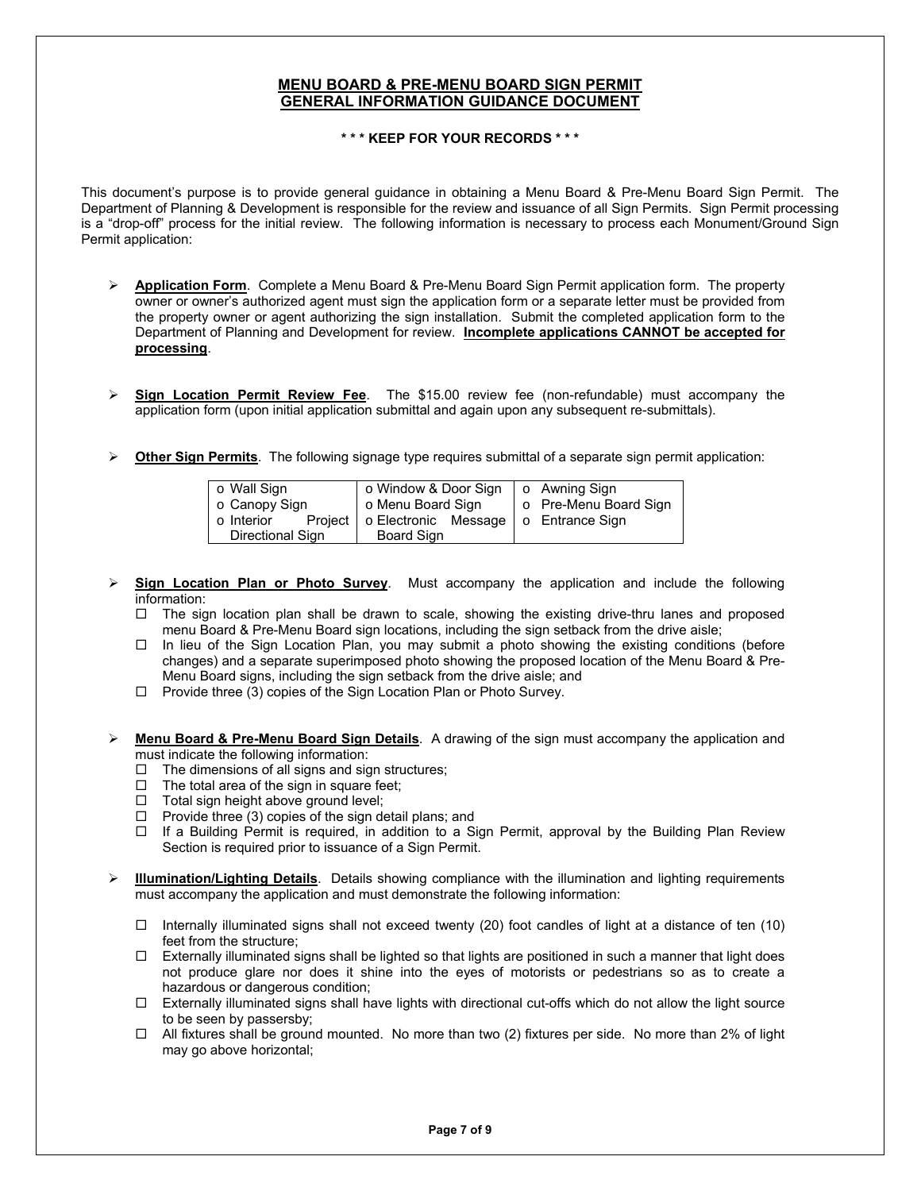**MENU BOARD & PRE-MENU BOARD SIGN PERMIT**
**GENERAL INFORMATION GUIDANCE DOCUMENT**

**\* \* \* KEEP FOR YOUR RECORDS \* \* \***

This document's purpose is to provide general guidance in obtaining a Menu Board & Pre-Menu Board Sign Permit. The Department of Planning & Development is responsible for the review and issuance of all Sign Permits. Sign Permit processing is a "drop-off" process for the initial review. The following information is necessary to process each Monument/Ground Sign Permit application:

- **Application Form**. Complete a Menu Board & Pre-Menu Board Sign Permit application form. The property owner or owner's authorized agent must sign the application form or a separate letter must be provided from the property owner or agent authorizing the sign installation. Submit the completed application form to the Department of Planning and Development for review. **Incomplete applications CANNOT be accepted for processing**.

- **Sign Location Permit Review Fee**. The $15.00 review fee (non-refundable) must accompany the application form (upon initial application submittal and again upon any subsequent re-submittals).

- **Other Sign Permits**. The following signage type requires submittal of a separate sign permit application:

| | | |
|---|---|---|
| o Wall Sign | o Window & Door Sign | o Awning Sign |
| o Canopy Sign | o Menu Board Sign | o Pre-Menu Board Sign |
| o Interior Project Directional Sign | o Electronic Message Board Sign | o Entrance Sign |

- **Sign Location Plan or Photo Survey**. Must accompany the application and include the following information:
  - ☐ The sign location plan shall be drawn to scale, showing the existing drive-thru lanes and proposed menu Board & Pre-Menu Board sign locations, including the sign setback from the drive aisle;
  - ☐ In lieu of the Sign Location Plan, you may submit a photo showing the existing conditions (before changes) and a separate superimposed photo showing the proposed location of the Menu Board & Pre-Menu Board signs, including the sign setback from the drive aisle; and
  - ☐ Provide three (3) copies of the Sign Location Plan or Photo Survey.

- **Menu Board & Pre-Menu Board Sign Details**. A drawing of the sign must accompany the application and must indicate the following information:
  - ☐ The dimensions of all signs and sign structures;
  - ☐ The total area of the sign in square feet;
  - ☐ Total sign height above ground level;
  - ☐ Provide three (3) copies of the sign detail plans; and
  - ☐ If a Building Permit is required, in addition to a Sign Permit, approval by the Building Plan Review Section is required prior to issuance of a Sign Permit.

- **Illumination/Lighting Details**. Details showing compliance with the illumination and lighting requirements must accompany the application and must demonstrate the following information:
  - ☐ Internally illuminated signs shall not exceed twenty (20) foot candles of light at a distance of ten (10) feet from the structure;
  - ☐ Externally illuminated signs shall be lighted so that lights are positioned in such a manner that light does not produce glare nor does it shine into the eyes of motorists or pedestrians so as to create a hazardous or dangerous condition;
  - ☐ Externally illuminated signs shall have lights with directional cut-offs which do not allow the light source to be seen by passersby;
  - ☐ All fixtures shall be ground mounted. No more than two (2) fixtures per side. No more than 2% of light may go above horizontal;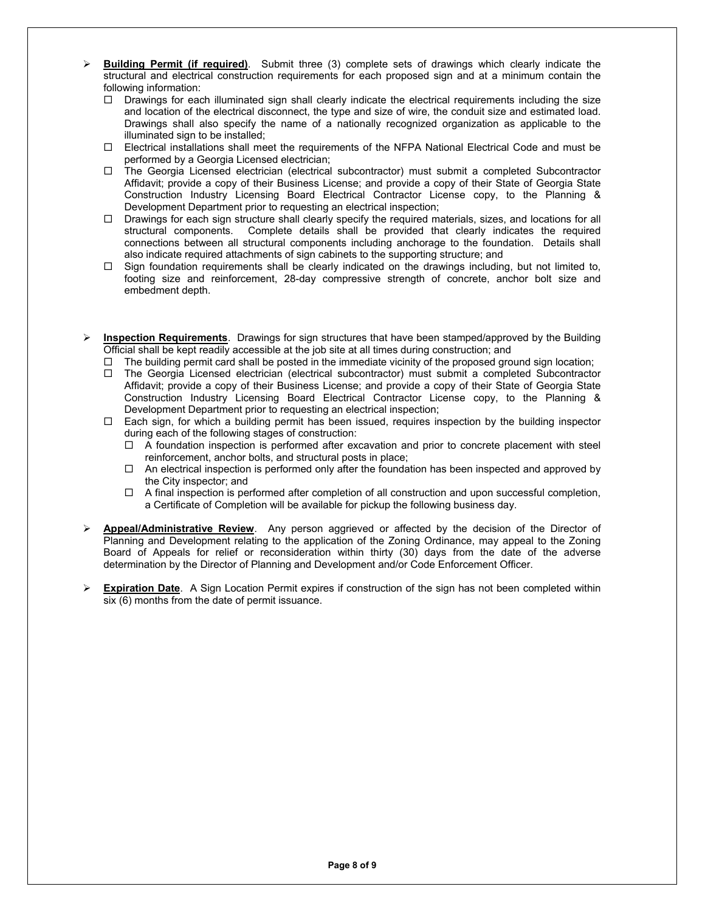- **Building Permit (if required)**. Submit three (3) complete sets of drawings which clearly indicate the structural and electrical construction requirements for each proposed sign and at a minimum contain the following information:
  - ☐ Drawings for each illuminated sign shall clearly indicate the electrical requirements including the size and location of the electrical disconnect, the type and size of wire, the conduit size and estimated load. Drawings shall also specify the name of a nationally recognized organization as applicable to the illuminated sign to be installed;
  - ☐ Electrical installations shall meet the requirements of the NFPA National Electrical Code and must be performed by a Georgia Licensed electrician;
  - ☐ The Georgia Licensed electrician (electrical subcontractor) must submit a completed Subcontractor Affidavit; provide a copy of their Business License; and provide a copy of their State of Georgia State Construction Industry Licensing Board Electrical Contractor License copy, to the Planning & Development Department prior to requesting an electrical inspection;
  - ☐ Drawings for each sign structure shall clearly specify the required materials, sizes, and locations for all structural components. Complete details shall be provided that clearly indicates the required connections between all structural components including anchorage to the foundation. Details shall also indicate required attachments of sign cabinets to the supporting structure; and
  - ☐ Sign foundation requirements shall be clearly indicated on the drawings including, but not limited to, footing size and reinforcement, 28-day compressive strength of concrete, anchor bolt size and embedment depth.

- **Inspection Requirements**. Drawings for sign structures that have been stamped/approved by the Building Official shall be kept readily accessible at the job site at all times during construction; and
  - ☐ The building permit card shall be posted in the immediate vicinity of the proposed ground sign location;
  - ☐ The Georgia Licensed electrician (electrical subcontractor) must submit a completed Subcontractor Affidavit; provide a copy of their Business License; and provide a copy of their State of Georgia State Construction Industry Licensing Board Electrical Contractor License copy, to the Planning & Development Department prior to requesting an electrical inspection;
  - ☐ Each sign, for which a building permit has been issued, requires inspection by the building inspector during each of the following stages of construction:
    - ☐ A foundation inspection is performed after excavation and prior to concrete placement with steel reinforcement, anchor bolts, and structural posts in place;
    - ☐ An electrical inspection is performed only after the foundation has been inspected and approved by the City inspector; and
    - ☐ A final inspection is performed after completion of all construction and upon successful completion, a Certificate of Completion will be available for pickup the following business day.

- **Appeal/Administrative Review**. Any person aggrieved or affected by the decision of the Director of Planning and Development relating to the application of the Zoning Ordinance, may appeal to the Zoning Board of Appeals for relief or reconsideration within thirty (30) days from the date of the adverse determination by the Director of Planning and Development and/or Code Enforcement Officer.

- **Expiration Date**. A Sign Location Permit expires if construction of the sign has not been completed within six (6) months from the date of permit issuance.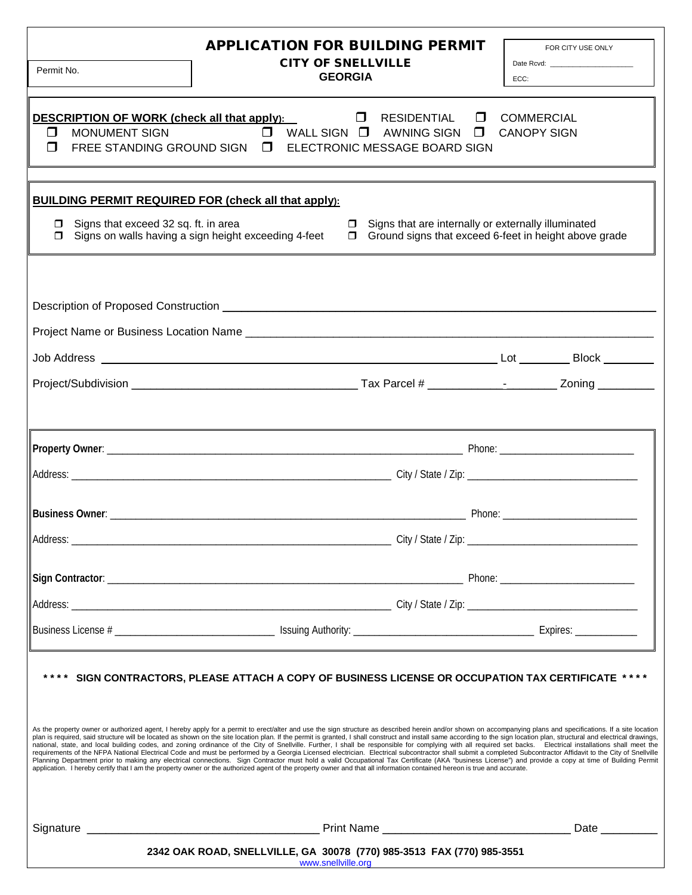Permit No.

# APPLICATION FOR BUILDING PERMIT
## CITY OF SNELLVILLE
**GEORGIA**

FOR CITY USE ONLY
Date Rcvd: ____________________
ECC:

**DESCRIPTION OF WORK (check all that apply):** ❒ RESIDENTIAL ❒ COMMERCIAL

❒ MONUMENT SIGN ❒ WALL SIGN ❒ AWNING SIGN ❒ CANOPY SIGN

❒ FREE STANDING GROUND SIGN ❒ ELECTRONIC MESSAGE BOARD SIGN

**BUILDING PERMIT REQUIRED FOR (check all that apply):**

❒ Signs that exceed 32 sq. ft. in area

❒ Signs that are internally or externally illuminated

❒ Signs on walls having a sign height exceeding 4-feet

❒ Ground signs that exceed 6-feet in height above grade

Description of Proposed Construction ____________________________________________

Project Name or Business Location Name ____________________________________________

Job Address ____________________________________________ Lot ________ Block ________

Project/Subdivision ____________________________ Tax Parcel # ___________-________ Zoning ________

**Property Owner**: ____________________________________________ Phone: ________________________

Address: ____________________________________________ City / State / Zip: ____________________________

**Business Owner**: ____________________________________________ Phone: ________________________

Address: ____________________________________________ City / State / Zip: ____________________________

**Sign Contractor**: ____________________________________________ Phone: ________________________

Address: ____________________________________________ City / State / Zip: ____________________________

Business License # ____________________________ Issuing Authority: ________________________________ Expires: ___________

**\*\*\*\* SIGN CONTRACTORS, PLEASE ATTACH A COPY OF BUSINESS LICENSE OR OCCUPATION TAX CERTIFICATE \*\*\*\***

As the property owner or authorized agent, I hereby apply for a permit to erect/alter and use the sign structure as described herein and/or shown on accompanying plans and specifications. If a site location plan is required, said structure will be located as shown on the site location plan. If the permit is granted, I shall construct and install same according to the sign location plan, structural and electrical drawings, national, state, and local building codes, and zoning ordinance of the City of Snellville. Further, I shall be responsible for complying with all required set backs. Electrical installations shall meet the requirements of the NFPA National Electrical Code and must be performed by a Georgia Licensed electrician. Electrical subcontractor shall submit a completed Subcontractor Affidavit to the City of Snellville Planning Department prior to making any electrical connections. Sign Contractor must hold a valid Occupational Tax Certificate (AKA "business License") and provide a copy at time of Building Permit application. I hereby certify that I am the property owner or the authorized agent of the property owner and that all information contained hereon is true and accurate.

Signature ________________________________ Print Name ____________________________ Date ________

**2342 OAK ROAD, SNELLVILLE, GA 30078 (770) 985-3513 FAX (770) 985-3551**

www.snellville.org